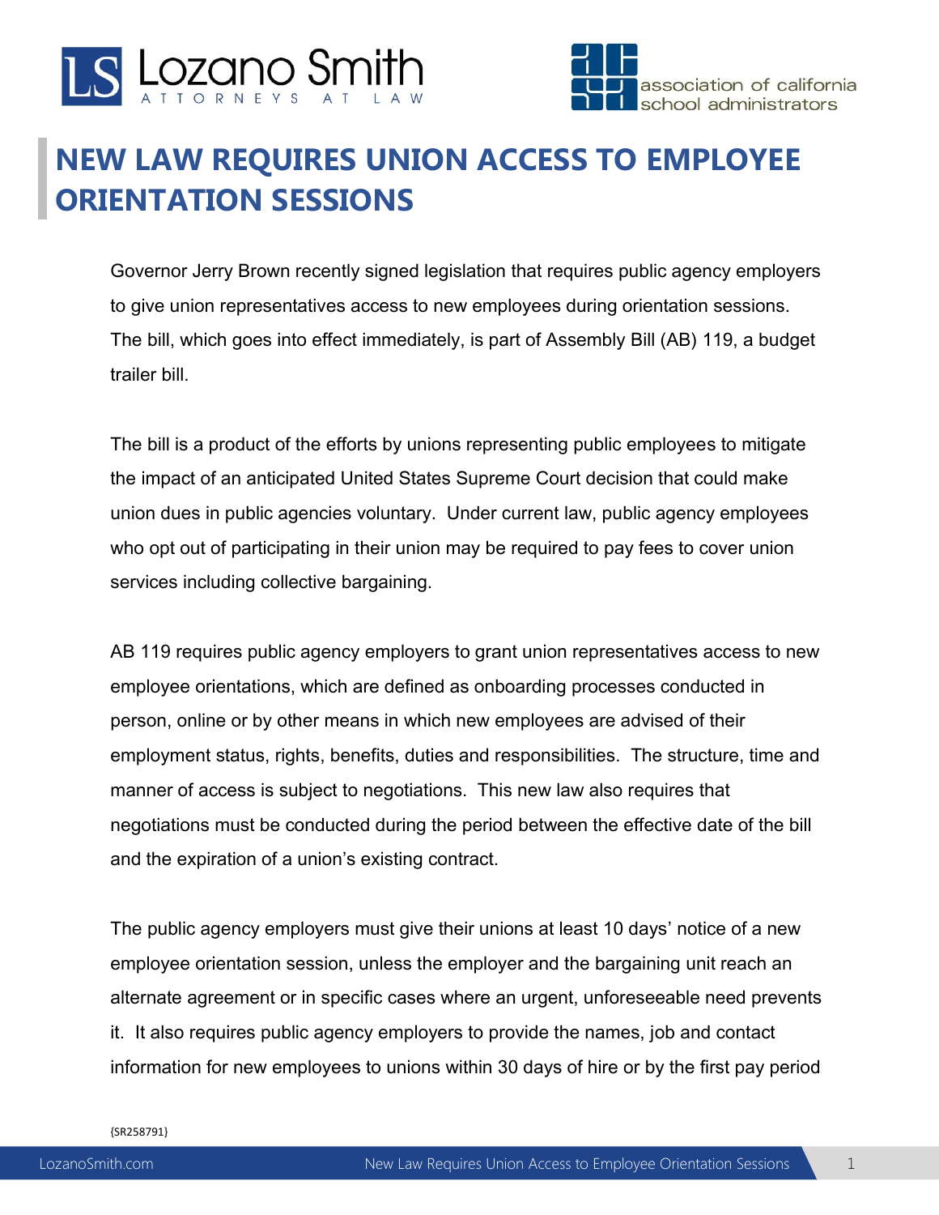# NEW LAW REQUIRES UNION ACCESS TO EMPLOYEE ORIENTATION SESSIONS

Governor Jerry Brown recently signed legislation that requires public agency employers to give union representatives access to new employees during orientation sessions. The bill, which goes into effect immediately, is part of Assembly Bill (AB) 119, a budget trailer bill.

The bill is a product of the efforts by unions representing public employees to mitigate the impact of an anticipated United States Supreme Court decision that could make union dues in public agencies voluntary. Under current law, public agency employees who opt out of participating in their union may be required to pay fees to cover union services including collective bargaining.

AB 119 requires public agency employers to grant union representatives access to new employee orientations, which are defined as onboarding processes conducted in person, online or by other means in which new employees are advised of their employment status, rights, benefits, duties and responsibilities. The structure, time and manner of access is subject to negotiations. This new law also requires that negotiations must be conducted during the period between the effective date of the bill and the expiration of a union's existing contract.

The public agency employers must give their unions at least 10 days' notice of a new employee orientation session, unless the employer and the bargaining unit reach an alternate agreement or in specific cases where an urgent, unforeseeable need prevents it. It also requires public agency employers to provide the names, job and contact information for new employees to unions within 30 days of hire or by the first pay period

{SR258791}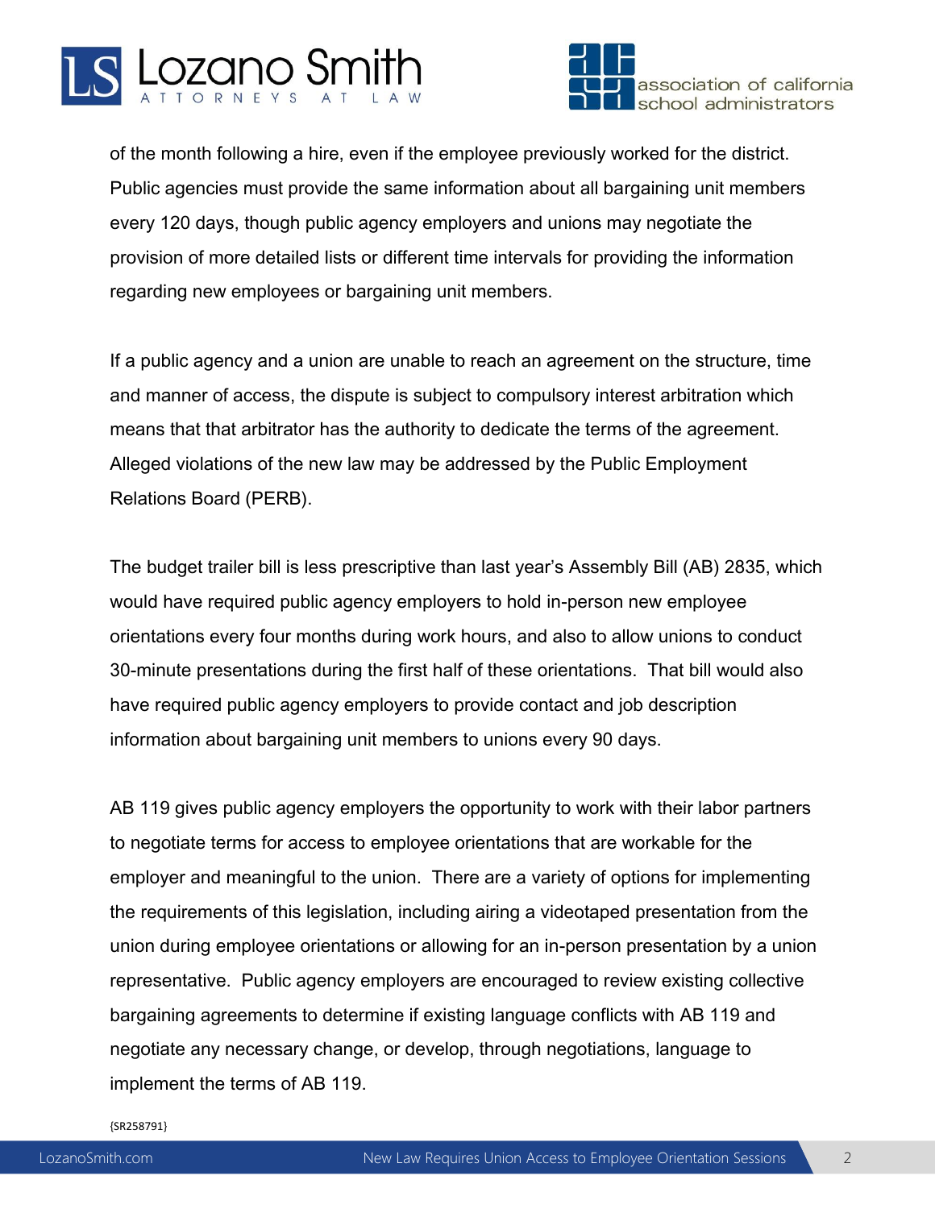of the month following a hire, even if the employee previously worked for the district. Public agencies must provide the same information about all bargaining unit members every 120 days, though public agency employers and unions may negotiate the provision of more detailed lists or different time intervals for providing the information regarding new employees or bargaining unit members.

If a public agency and a union are unable to reach an agreement on the structure, time and manner of access, the dispute is subject to compulsory interest arbitration which means that that arbitrator has the authority to dedicate the terms of the agreement. Alleged violations of the new law may be addressed by the Public Employment Relations Board (PERB).

The budget trailer bill is less prescriptive than last year's Assembly Bill (AB) 2835, which would have required public agency employers to hold in-person new employee orientations every four months during work hours, and also to allow unions to conduct 30-minute presentations during the first half of these orientations. That bill would also have required public agency employers to provide contact and job description information about bargaining unit members to unions every 90 days.

AB 119 gives public agency employers the opportunity to work with their labor partners to negotiate terms for access to employee orientations that are workable for the employer and meaningful to the union. There are a variety of options for implementing the requirements of this legislation, including airing a videotaped presentation from the union during employee orientations or allowing for an in-person presentation by a union representative. Public agency employers are encouraged to review existing collective bargaining agreements to determine if existing language conflicts with AB 119 and negotiate any necessary change, or develop, through negotiations, language to implement the terms of AB 119.

{SR258791}